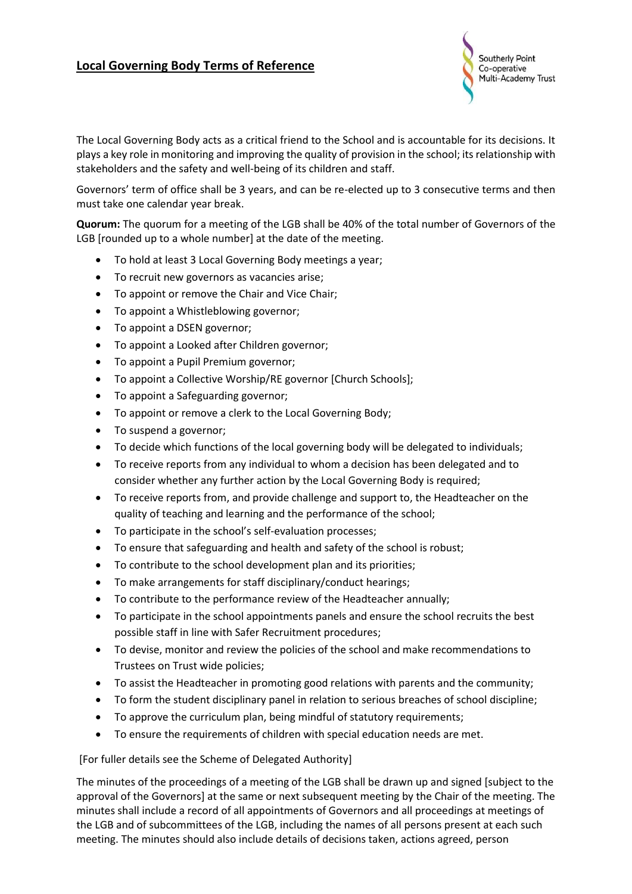# **Local Governing Body Terms of Reference**

The Local Governing Body acts as a critical friend to the School and is accountable for its decisions. It plays a key role in monitoring and improving the quality of provision in the school; its relationship with stakeholders and the safety and well-being of its children and staff.

Governors' term of office shall be 3 years, and can be re-elected up to 3 consecutive terms and then must take one calendar year break.

**Quorum:** The quorum for a meeting of the LGB shall be 40% of the total number of Governors of the LGB [rounded up to a whole number] at the date of the meeting.

- To hold at least 3 Local Governing Body meetings a year;
- To recruit new governors as vacancies arise;
- To appoint or remove the Chair and Vice Chair;
- To appoint a Whistleblowing governor;
- To appoint a DSEN governor;
- To appoint a Looked after Children governor;
- To appoint a Pupil Premium governor;
- To appoint a Collective Worship/RE governor [Church Schools];
- To appoint a Safeguarding governor;
- To appoint or remove a clerk to the Local Governing Body;
- To suspend a governor;
- To decide which functions of the local governing body will be delegated to individuals;
- To receive reports from any individual to whom a decision has been delegated and to consider whether any further action by the Local Governing Body is required;
- To receive reports from, and provide challenge and support to, the Headteacher on the quality of teaching and learning and the performance of the school;
- To participate in the school's self-evaluation processes;
- To ensure that safeguarding and health and safety of the school is robust;
- To contribute to the school development plan and its priorities;
- To make arrangements for staff disciplinary/conduct hearings;
- To contribute to the performance review of the Headteacher annually;
- To participate in the school appointments panels and ensure the school recruits the best possible staff in line with Safer Recruitment procedures;
- To devise, monitor and review the policies of the school and make recommendations to Trustees on Trust wide policies;
- To assist the Headteacher in promoting good relations with parents and the community;
- To form the student disciplinary panel in relation to serious breaches of school discipline;
- To approve the curriculum plan, being mindful of statutory requirements;
- To ensure the requirements of children with special education needs are met.

[For fuller details see the Scheme of Delegated Authority]

The minutes of the proceedings of a meeting of the LGB shall be drawn up and signed [subject to the approval of the Governors] at the same or next subsequent meeting by the Chair of the meeting. The minutes shall include a record of all appointments of Governors and all proceedings at meetings of the LGB and of subcommittees of the LGB, including the names of all persons present at each such meeting. The minutes should also include details of decisions taken, actions agreed, person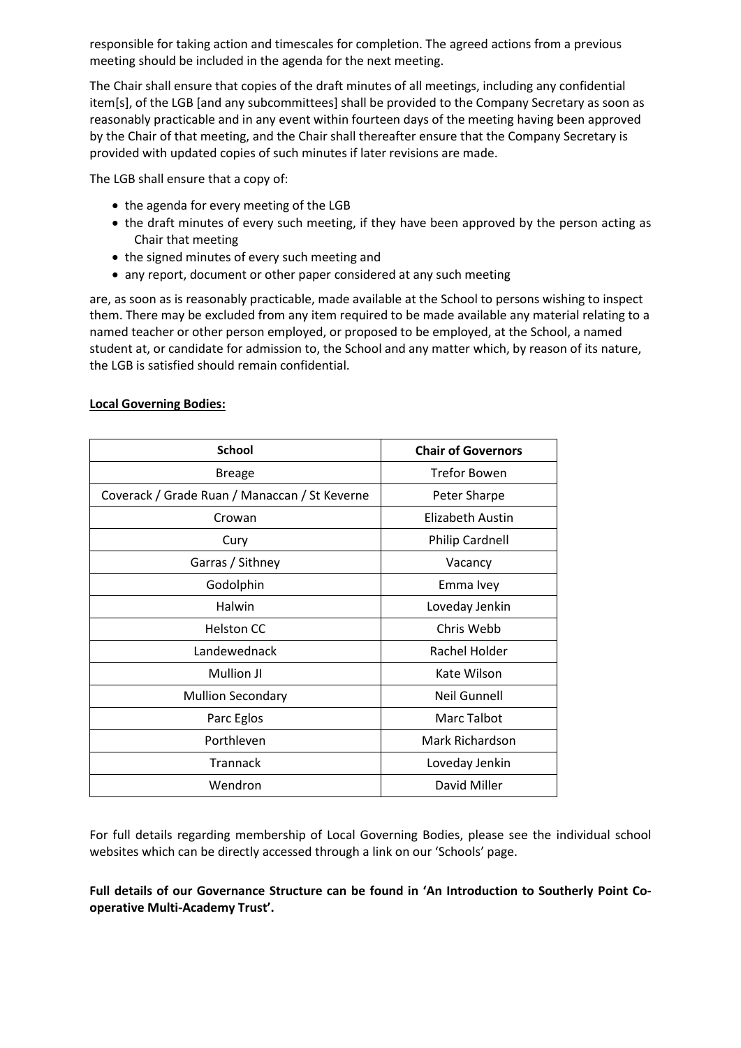responsible for taking action and timescales for completion. The agreed actions from a previous meeting should be included in the agenda for the next meeting.

The Chair shall ensure that copies of the draft minutes of all meetings, including any confidential item[s], of the LGB [and any subcommittees] shall be provided to the Company Secretary as soon as reasonably practicable and in any event within fourteen days of the meeting having been approved by the Chair of that meeting, and the Chair shall thereafter ensure that the Company Secretary is provided with updated copies of such minutes if later revisions are made.

The LGB shall ensure that a copy of:

- the agenda for every meeting of the LGB
- the draft minutes of every such meeting, if they have been approved by the person acting as Chair that meeting
- the signed minutes of every such meeting and
- any report, document or other paper considered at any such meeting

are, as soon as is reasonably practicable, made available at the School to persons wishing to inspect them. There may be excluded from any item required to be made available any material relating to a named teacher or other person employed, or proposed to be employed, at the School, a named student at, or candidate for admission to, the School and any matter which, by reason of its nature, the LGB is satisfied should remain confidential.

**Local Governing Bodies:**

| School | Chair of Governors |
|---|---|
| Breage | Trefor Bowen |
| Coverack / Grade Ruan / Manaccan / St Keverne | Peter Sharpe |
| Crowan | Elizabeth Austin |
| Cury | Philip Cardnell |
| Garras / Sithney | Vacancy |
| Godolphin | Emma Ivey |
| Halwin | Loveday Jenkin |
| Helston CC | Chris Webb |
| Landewednack | Rachel Holder |
| Mullion JI | Kate Wilson |
| Mullion Secondary | Neil Gunnell |
| Parc Eglos | Marc Talbot |
| Porthleven | Mark Richardson |
| Trannack | Loveday Jenkin |
| Wendron | David Miller |

For full details regarding membership of Local Governing Bodies, please see the individual school websites which can be directly accessed through a link on our 'Schools' page.

**Full details of our Governance Structure can be found in 'An Introduction to Southerly Point Co-operative Multi-Academy Trust'.**